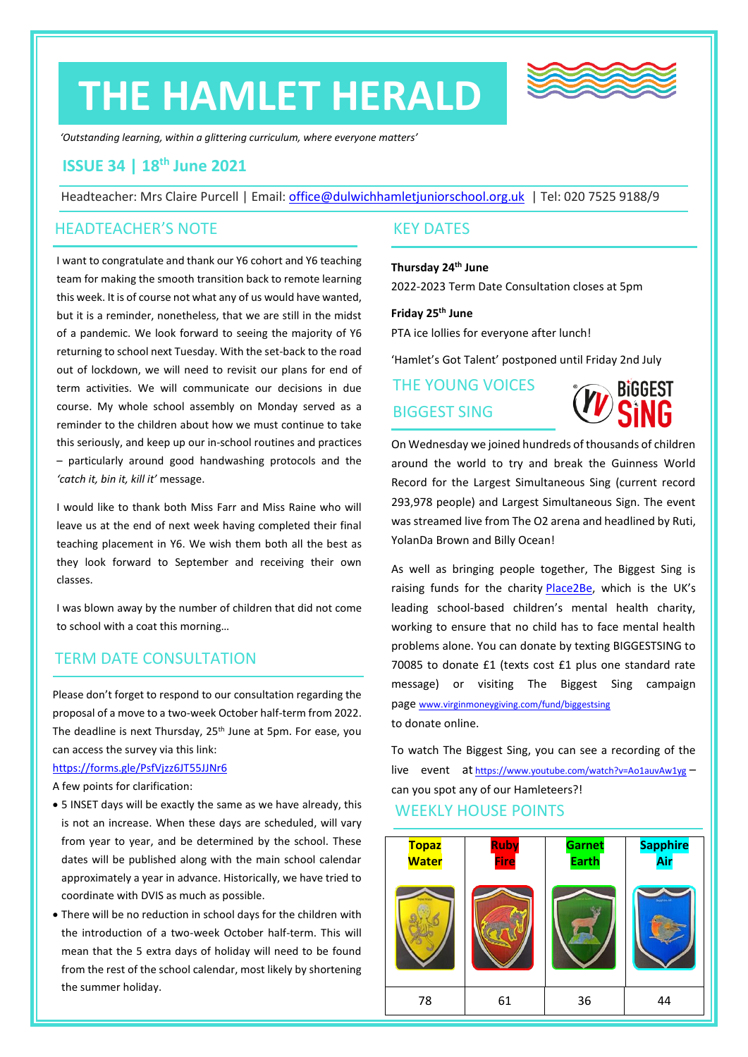# THE HAMLET HERALD

*'Outstanding learning, within a glittering curriculum, where everyone matters'*

## ISSUE 34 | 18th June 2021

Headteacher: Mrs Claire Purcell | Email: office@dulwichhamletjuniorschool.org.uk | Tel: 020 7525 9188/9

## HEADTEACHER'S NOTE

I want to congratulate and thank our Y6 cohort and Y6 teaching team for making the smooth transition back to remote learning this week. It is of course not what any of us would have wanted, but it is a reminder, nonetheless, that we are still in the midst of a pandemic. We look forward to seeing the majority of Y6 returning to school next Tuesday. With the set-back to the road out of lockdown, we will need to revisit our plans for end of term activities. We will communicate our decisions in due course. My whole school assembly on Monday served as a reminder to the children about how we must continue to take this seriously, and keep up our in-school routines and practices – particularly around good handwashing protocols and the *'catch it, bin it, kill it'* message.

I would like to thank both Miss Farr and Miss Raine who will leave us at the end of next week having completed their final teaching placement in Y6. We wish them both all the best as they look forward to September and receiving their own classes.

I was blown away by the number of children that did not come to school with a coat this morning…

## TERM DATE CONSULTATION

Please don't forget to respond to our consultation regarding the proposal of a move to a two-week October half-term from 2022. The deadline is next Thursday, 25th June at 5pm. For ease, you can access the survey via this link:

https://forms.gle/PsfVjzz6JT55JJNr6

A few points for clarification:

- 5 INSET days will be exactly the same as we have already, this is not an increase. When these days are scheduled, will vary from year to year, and be determined by the school. These dates will be published along with the main school calendar approximately a year in advance. Historically, we have tried to coordinate with DVIS as much as possible.
- There will be no reduction in school days for the children with the introduction of a two-week October half-term. This will mean that the 5 extra days of holiday will need to be found from the rest of the school calendar, most likely by shortening the summer holiday.

## KEY DATES

**Thursday 24th June**

2022-2023 Term Date Consultation closes at 5pm

**Friday 25th June**

PTA ice lollies for everyone after lunch!

'Hamlet's Got Talent' postponed until Friday 2nd July

## THE YOUNG VOICES BIGGEST SING

On Wednesday we joined hundreds of thousands of children around the world to try and break the Guinness World Record for the Largest Simultaneous Sing (current record 293,978 people) and Largest Simultaneous Sign. The event was streamed live from The O2 arena and headlined by Ruti, YolanDa Brown and Billy Ocean!

As well as bringing people together, The Biggest Sing is raising funds for the charity Place2Be, which is the UK's leading school-based children's mental health charity, working to ensure that no child has to face mental health problems alone. You can donate by texting BIGGESTSING to 70085 to donate £1 (texts cost £1 plus one standard rate message) or visiting The Biggest Sing campaign page www.virginmoneygiving.com/fund/biggestsing to donate online.

To watch The Biggest Sing, you can see a recording of the live event at https://www.youtube.com/watch?v=Ao1auvAw1yg – can you spot any of our Hamleteers?!

## WEEKLY HOUSE POINTS

| Topaz Water | Ruby Fire | Garnet Earth | Sapphire Air |
|---|---|---|---|
| 78 | 61 | 36 | 44 |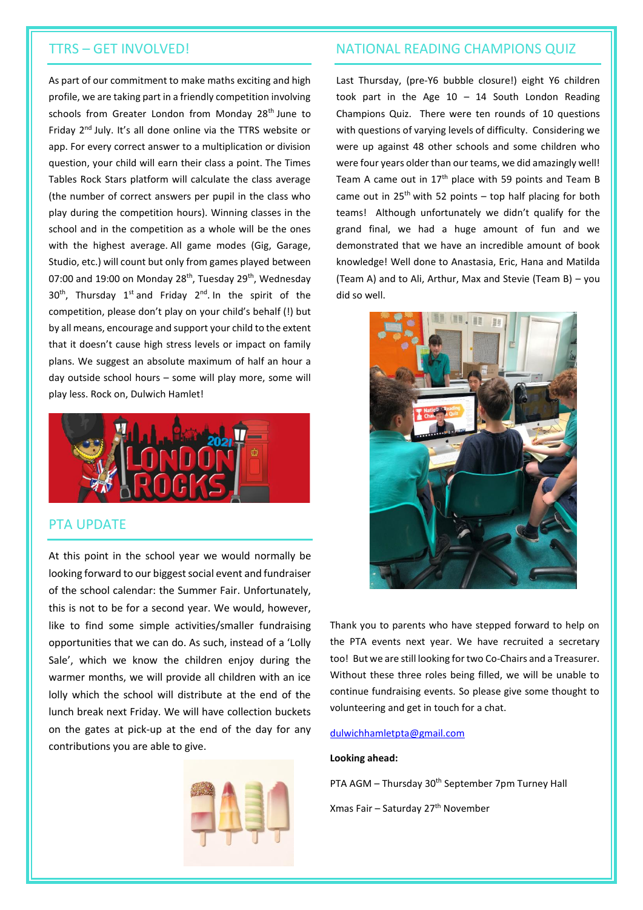## TTRS – GET INVOLVED!

As part of our commitment to make maths exciting and high profile, we are taking part in a friendly competition involving schools from Greater London from Monday 28th June to Friday 2nd July. It's all done online via the TTRS website or app. For every correct answer to a multiplication or division question, your child will earn their class a point. The Times Tables Rock Stars platform will calculate the class average (the number of correct answers per pupil in the class who play during the competition hours). Winning classes in the school and in the competition as a whole will be the ones with the highest average. All game modes (Gig, Garage, Studio, etc.) will count but only from games played between 07:00 and 19:00 on Monday 28th, Tuesday 29th, Wednesday 30th, Thursday 1st and Friday 2nd. In the spirit of the competition, please don't play on your child's behalf (!) but by all means, encourage and support your child to the extent that it doesn't cause high stress levels or impact on family plans. We suggest an absolute maximum of half an hour a day outside school hours – some will play more, some will play less. Rock on, Dulwich Hamlet!

## PTA UPDATE

At this point in the school year we would normally be looking forward to our biggest social event and fundraiser of the school calendar: the Summer Fair. Unfortunately, this is not to be for a second year. We would, however, like to find some simple activities/smaller fundraising opportunities that we can do. As such, instead of a 'Lolly Sale', which we know the children enjoy during the warmer months, we will provide all children with an ice lolly which the school will distribute at the end of the lunch break next Friday. We will have collection buckets on the gates at pick-up at the end of the day for any contributions you are able to give.

## NATIONAL READING CHAMPIONS QUIZ

Last Thursday, (pre-Y6 bubble closure!) eight Y6 children took part in the Age 10 – 14 South London Reading Champions Quiz. There were ten rounds of 10 questions with questions of varying levels of difficulty. Considering we were up against 48 other schools and some children who were four years older than our teams, we did amazingly well! Team A came out in 17th place with 59 points and Team B came out in 25th with 52 points – top half placing for both teams! Although unfortunately we didn't qualify for the grand final, we had a huge amount of fun and we demonstrated that we have an incredible amount of book knowledge! Well done to Anastasia, Eric, Hana and Matilda (Team A) and to Ali, Arthur, Max and Stevie (Team B) – you did so well.

Thank you to parents who have stepped forward to help on the PTA events next year. We have recruited a secretary too! But we are still looking for two Co-Chairs and a Treasurer. Without these three roles being filled, we will be unable to continue fundraising events. So please give some thought to volunteering and get in touch for a chat.

dulwichhamletpta@gmail.com

**Looking ahead:**

PTA AGM – Thursday 30th September 7pm Turney Hall

Xmas Fair – Saturday 27th November